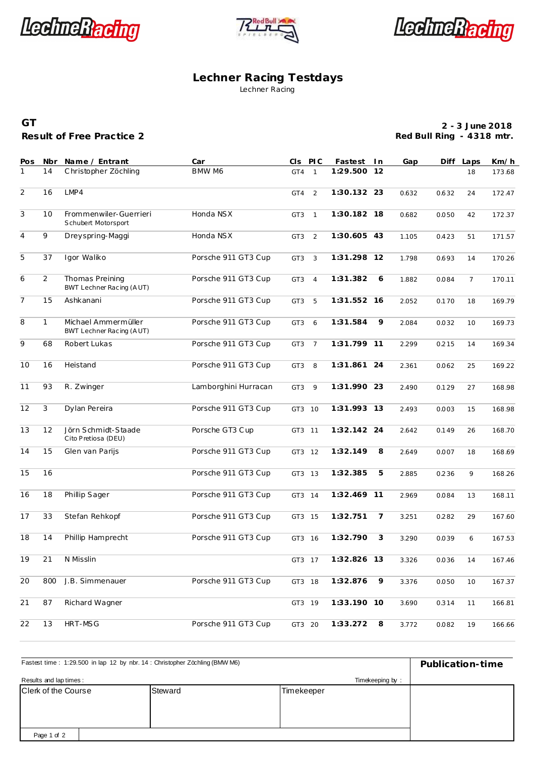# Lechner Racing Testdays

Lechner Racing

## GT
## Result of Free Practice 2

**2 - 3 June 2018**
**Red Bull Ring - 4318 mtr.**

| Pos | Nbr | Name / Entrant | Car | Cls | PIC | Fastest | In | Gap | Diff | Laps | Km/h |
|---|---|---|---|---|---|---|---|---|---|---|---|
| 1 | 14 | Christopher Zöchling | BMW M6 | GT4 | 1 | **1:29.500** | **12** | | | 18 | 173.68 |
| 2 | 16 | LMP4 | | GT4 | 2 | **1:30.132** | **23** | 0.632 | 0.632 | 24 | 172.47 |
| 3 | 10 | Frommenwiler-Guerrieri<br>Schubert Motorsport | Honda NSX | GT3 | 1 | **1:30.182** | **18** | 0.682 | 0.050 | 42 | 172.37 |
| 4 | 9 | Dreyspring-Maggi | Honda NSX | GT3 | 2 | **1:30.605** | **43** | 1.105 | 0.423 | 51 | 171.57 |
| 5 | 37 | Igor Waliko | Porsche 911 GT3 Cup | GT3 | 3 | **1:31.298** | **12** | 1.798 | 0.693 | 14 | 170.26 |
| 6 | 2 | Thomas Preining<br>BWT Lechner Racing (AUT) | Porsche 911 GT3 Cup | GT3 | 4 | **1:31.382** | **6** | 1.882 | 0.084 | 7 | 170.11 |
| 7 | 15 | Ashkanani | Porsche 911 GT3 Cup | GT3 | 5 | **1:31.552** | **16** | 2.052 | 0.170 | 18 | 169.79 |
| 8 | 1 | Michael Ammermüller<br>BWT Lechner Racing (AUT) | Porsche 911 GT3 Cup | GT3 | 6 | **1:31.584** | **9** | 2.084 | 0.032 | 10 | 169.73 |
| 9 | 68 | Robert Lukas | Porsche 911 GT3 Cup | GT3 | 7 | **1:31.799** | **11** | 2.299 | 0.215 | 14 | 169.34 |
| 10 | 16 | Heistand | Porsche 911 GT3 Cup | GT3 | 8 | **1:31.861** | **24** | 2.361 | 0.062 | 25 | 169.22 |
| 11 | 93 | R. Zwinger | Lamborghini Hurracan | GT3 | 9 | **1:31.990** | **23** | 2.490 | 0.129 | 27 | 168.98 |
| 12 | 3 | Dylan Pereira | Porsche 911 GT3 Cup | GT3 | 10 | **1:31.993** | **13** | 2.493 | 0.003 | 15 | 168.98 |
| 13 | 12 | Jörn Schmidt-Staade<br>Cito Pretiosa (DEU) | Porsche GT3 Cup | GT3 | 11 | **1:32.142** | **24** | 2.642 | 0.149 | 26 | 168.70 |
| 14 | 15 | Glen van Parijs | Porsche 911 GT3 Cup | GT3 | 12 | **1:32.149** | **8** | 2.649 | 0.007 | 18 | 168.69 |
| 15 | 16 | | Porsche 911 GT3 Cup | GT3 | 13 | **1:32.385** | **5** | 2.885 | 0.236 | 9 | 168.26 |
| 16 | 18 | Phillip Sager | Porsche 911 GT3 Cup | GT3 | 14 | **1:32.469** | **11** | 2.969 | 0.084 | 13 | 168.11 |
| 17 | 33 | Stefan Rehkopf | Porsche 911 GT3 Cup | GT3 | 15 | **1:32.751** | **7** | 3.251 | 0.282 | 29 | 167.60 |
| 18 | 14 | Phillip Hamprecht | Porsche 911 GT3 Cup | GT3 | 16 | **1:32.790** | **3** | 3.290 | 0.039 | 6 | 167.53 |
| 19 | 21 | N Misslin | | GT3 | 17 | **1:32.826** | **13** | 3.326 | 0.036 | 14 | 167.46 |
| 20 | 800 | J.B. Simmenauer | Porsche 911 GT3 Cup | GT3 | 18 | **1:32.876** | **9** | 3.376 | 0.050 | 10 | 167.37 |
| 21 | 87 | Richard Wagner | | GT3 | 19 | **1:33.190** | **10** | 3.690 | 0.314 | 11 | 166.81 |
| 22 | 13 | HRT-MSG | Porsche 911 GT3 Cup | GT3 | 20 | **1:33.272** | **8** | 3.772 | 0.082 | 19 | 166.66 |

Fastest time : 1:29.500 in lap 12 by nbr. 14 : Christopher Zöchling (BMW M6)

**Publication-time**

Results and lap times :

Timekeeping by :

| Clerk of the Course | Steward | Timekeeper |
|---|---|---|
| | | |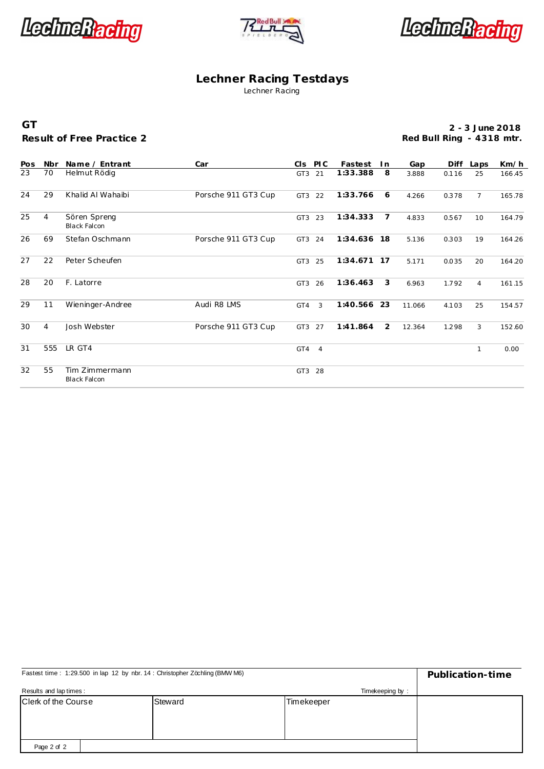# Lechner Racing Testdays

Lechner Racing

## GT
## Result of Free Practice 2

**2 - 3 June 2018**
**Red Bull Ring - 4318 mtr.**

| Pos | Nbr | Name / Entrant | Car | Cls | PIC | Fastest | In | Gap | Diff | Laps | Km/h |
|---|---|---|---|---|---|---|---|---|---|---|---|
| 23 | 70 | Helmut Rödig | | GT3 | 21 | **1:33.388** | **8** | 3.888 | 0.116 | 25 | 166.45 |
| 24 | 29 | Khalid Al Wahaibi | Porsche 911 GT3 Cup | GT3 | 22 | **1:33.766** | **6** | 4.266 | 0.378 | 7 | 165.78 |
| 25 | 4 | Sören Spreng<br>Black Falcon | | GT3 | 23 | **1:34.333** | **7** | 4.833 | 0.567 | 10 | 164.79 |
| 26 | 69 | Stefan Oschmann | Porsche 911 GT3 Cup | GT3 | 24 | **1:34.636** | **18** | 5.136 | 0.303 | 19 | 164.26 |
| 27 | 22 | Peter Scheufen | | GT3 | 25 | **1:34.671** | **17** | 5.171 | 0.035 | 20 | 164.20 |
| 28 | 20 | F. Latorre | | GT3 | 26 | **1:36.463** | **3** | 6.963 | 1.792 | 4 | 161.15 |
| 29 | 11 | Wieninger-Andree | Audi R8 LMS | GT4 | 3 | **1:40.566** | **23** | 11.066 | 4.103 | 25 | 154.57 |
| 30 | 4 | Josh Webster | Porsche 911 GT3 Cup | GT3 | 27 | **1:41.864** | **2** | 12.364 | 1.298 | 3 | 152.60 |
| 31 | 555 | LR GT4 | | GT4 | 4 | | | | | 1 | 0.00 |
| 32 | 55 | Tim Zimmermann<br>Black Falcon | | GT3 | 28 | | | | | | |

Fastest time : 1:29.500 in lap 12 by nbr. 14 : Christopher Zöchling (BMW M6)

**Publication-time**

Results and lap times :

Timekeeping by :

| Clerk of the Course | Steward | Timekeeper |
|---|---|---|
| | | |